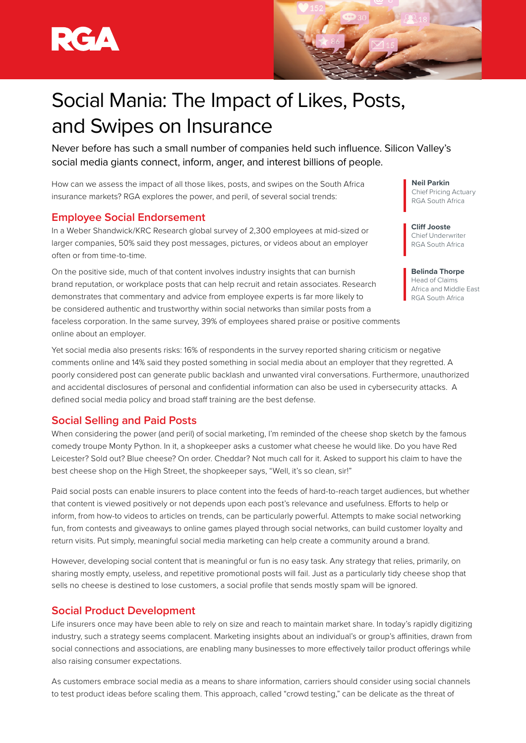RGA

# Social Mania: The Impact of Likes, Posts, and Swipes on Insurance

Never before has such a small number of companies held such influence. Silicon Valley's social media giants connect, inform, anger, and interest billions of people.

**Neil Parkin**
Chief Pricing Actuary
RGA South Africa

**Cliff Jooste**
Chief Underwriter
RGA South Africa

**Belinda Thorpe**
Head of Claims
Africa and Middle East
RGA South Africa

How can we assess the impact of all those likes, posts, and swipes on the South Africa insurance markets? RGA explores the power, and peril, of several social trends:

## Employee Social Endorsement

In a Weber Shandwick/KRC Research global survey of 2,300 employees at mid-sized or larger companies, 50% said they post messages, pictures, or videos about an employer often or from time-to-time.

On the positive side, much of that content involves industry insights that can burnish brand reputation, or workplace posts that can help recruit and retain associates. Research demonstrates that commentary and advice from employee experts is far more likely to be considered authentic and trustworthy within social networks than similar posts from a faceless corporation. In the same survey, 39% of employees shared praise or positive comments online about an employer.

Yet social media also presents risks: 16% of respondents in the survey reported sharing criticism or negative comments online and 14% said they posted something in social media about an employer that they regretted. A poorly considered post can generate public backlash and unwanted viral conversations. Furthermore, unauthorized and accidental disclosures of personal and confidential information can also be used in cybersecurity attacks. A defined social media policy and broad staff training are the best defense.

## Social Selling and Paid Posts

When considering the power (and peril) of social marketing, I'm reminded of the cheese shop sketch by the famous comedy troupe Monty Python. In it, a shopkeeper asks a customer what cheese he would like. Do you have Red Leicester? Sold out? Blue cheese? On order. Cheddar? Not much call for it. Asked to support his claim to have the best cheese shop on the High Street, the shopkeeper says, "Well, it's so clean, sir!"

Paid social posts can enable insurers to place content into the feeds of hard-to-reach target audiences, but whether that content is viewed positively or not depends upon each post's relevance and usefulness. Efforts to help or inform, from how-to videos to articles on trends, can be particularly powerful. Attempts to make social networking fun, from contests and giveaways to online games played through social networks, can build customer loyalty and return visits. Put simply, meaningful social media marketing can help create a community around a brand.

However, developing social content that is meaningful or fun is no easy task. Any strategy that relies, primarily, on sharing mostly empty, useless, and repetitive promotional posts will fail. Just as a particularly tidy cheese shop that sells no cheese is destined to lose customers, a social profile that sends mostly spam will be ignored.

## Social Product Development

Life insurers once may have been able to rely on size and reach to maintain market share. In today's rapidly digitizing industry, such a strategy seems complacent. Marketing insights about an individual's or group's affinities, drawn from social connections and associations, are enabling many businesses to more effectively tailor product offerings while also raising consumer expectations.

As customers embrace social media as a means to share information, carriers should consider using social channels to test product ideas before scaling them. This approach, called "crowd testing," can be delicate as the threat of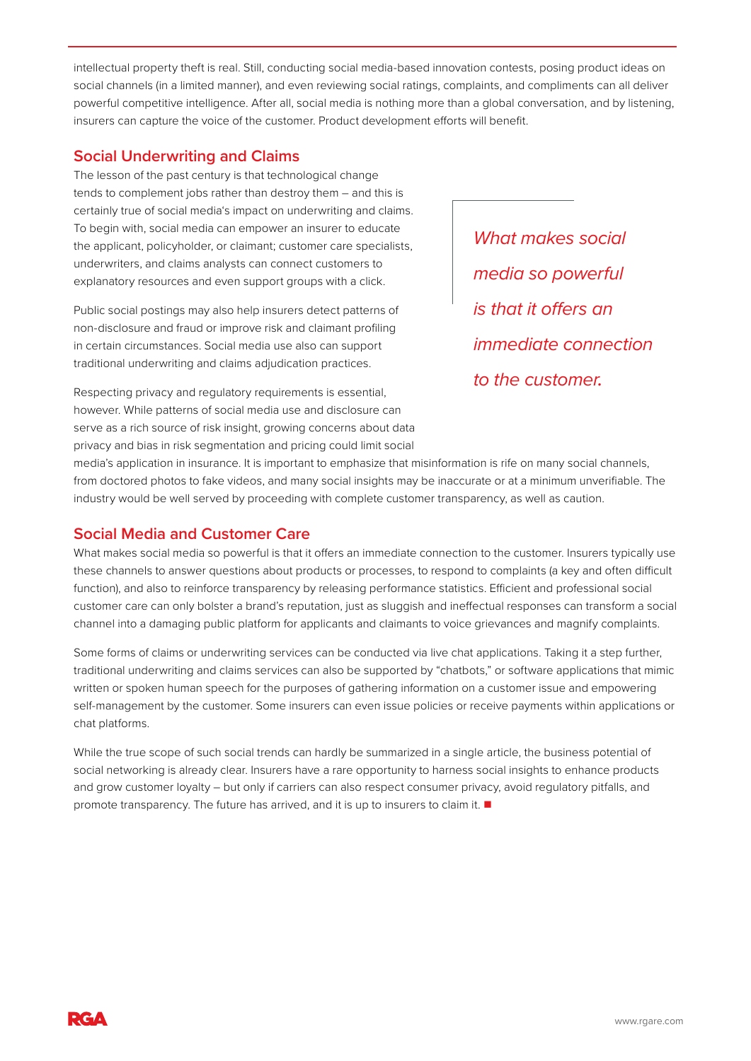intellectual property theft is real. Still, conducting social media-based innovation contests, posing product ideas on social channels (in a limited manner), and even reviewing social ratings, complaints, and compliments can all deliver powerful competitive intelligence. After all, social media is nothing more than a global conversation, and by listening, insurers can capture the voice of the customer. Product development efforts will benefit.

## Social Underwriting and Claims

The lesson of the past century is that technological change tends to complement jobs rather than destroy them – and this is certainly true of social media's impact on underwriting and claims. To begin with, social media can empower an insurer to educate the applicant, policyholder, or claimant; customer care specialists, underwriters, and claims analysts can connect customers to explanatory resources and even support groups with a click.

Public social postings may also help insurers detect patterns of non-disclosure and fraud or improve risk and claimant profiling in certain circumstances. Social media use also can support traditional underwriting and claims adjudication practices.

*What makes social media so powerful is that it offers an immediate connection to the customer.*

Respecting privacy and regulatory requirements is essential, however. While patterns of social media use and disclosure can serve as a rich source of risk insight, growing concerns about data privacy and bias in risk segmentation and pricing could limit social media's application in insurance. It is important to emphasize that misinformation is rife on many social channels, from doctored photos to fake videos, and many social insights may be inaccurate or at a minimum unverifiable. The industry would be well served by proceeding with complete customer transparency, as well as caution.

## Social Media and Customer Care

What makes social media so powerful is that it offers an immediate connection to the customer. Insurers typically use these channels to answer questions about products or processes, to respond to complaints (a key and often difficult function), and also to reinforce transparency by releasing performance statistics. Efficient and professional social customer care can only bolster a brand's reputation, just as sluggish and ineffectual responses can transform a social channel into a damaging public platform for applicants and claimants to voice grievances and magnify complaints.

Some forms of claims or underwriting services can be conducted via live chat applications. Taking it a step further, traditional underwriting and claims services can also be supported by "chatbots," or software applications that mimic written or spoken human speech for the purposes of gathering information on a customer issue and empowering self-management by the customer. Some insurers can even issue policies or receive payments within applications or chat platforms.

While the true scope of such social trends can hardly be summarized in a single article, the business potential of social networking is already clear. Insurers have a rare opportunity to harness social insights to enhance products and grow customer loyalty – but only if carriers can also respect consumer privacy, avoid regulatory pitfalls, and promote transparency. The future has arrived, and it is up to insurers to claim it. ■